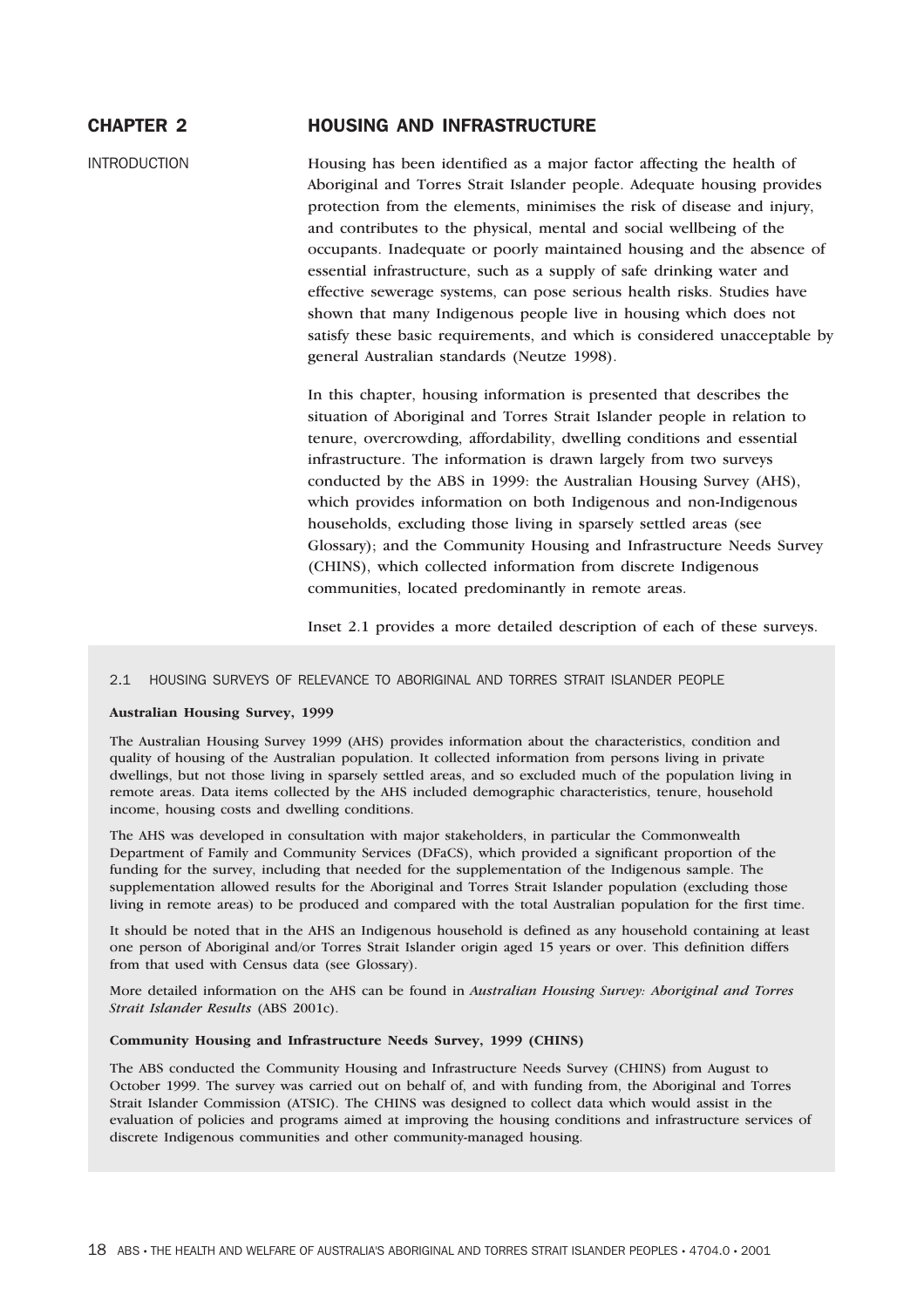# CHAPTER 2 HOUSING AND INFRASTRUCTURE

## INTRODUCTION

Housing has been identified as a major factor affecting the health of Aboriginal and Torres Strait Islander people. Adequate housing provides protection from the elements, minimises the risk of disease and injury, and contributes to the physical, mental and social wellbeing of the occupants. Inadequate or poorly maintained housing and the absence of essential infrastructure, such as a supply of safe drinking water and effective sewerage systems, can pose serious health risks. Studies have shown that many Indigenous people live in housing which does not satisfy these basic requirements, and which is considered unacceptable by general Australian standards (Neutze 1998).

In this chapter, housing information is presented that describes the situation of Aboriginal and Torres Strait Islander people in relation to tenure, overcrowding, affordability, dwelling conditions and essential infrastructure. The information is drawn largely from two surveys conducted by the ABS in 1999: the Australian Housing Survey (AHS), which provides information on both Indigenous and non-Indigenous households, excluding those living in sparsely settled areas (see Glossary); and the Community Housing and Infrastructure Needs Survey (CHINS), which collected information from discrete Indigenous communities, located predominantly in remote areas.

Inset 2.1 provides a more detailed description of each of these surveys.

### 2.1 HOUSING SURVEYS OF RELEVANCE TO ABORIGINAL AND TORRES STRAIT ISLANDER PEOPLE

**Australian Housing Survey, 1999**

The Australian Housing Survey 1999 (AHS) provides information about the characteristics, condition and quality of housing of the Australian population. It collected information from persons living in private dwellings, but not those living in sparsely settled areas, and so excluded much of the population living in remote areas. Data items collected by the AHS included demographic characteristics, tenure, household income, housing costs and dwelling conditions.

The AHS was developed in consultation with major stakeholders, in particular the Commonwealth Department of Family and Community Services (DFaCS), which provided a significant proportion of the funding for the survey, including that needed for the supplementation of the Indigenous sample. The supplementation allowed results for the Aboriginal and Torres Strait Islander population (excluding those living in remote areas) to be produced and compared with the total Australian population for the first time.

It should be noted that in the AHS an Indigenous household is defined as any household containing at least one person of Aboriginal and/or Torres Strait Islander origin aged 15 years or over. This definition differs from that used with Census data (see Glossary).

More detailed information on the AHS can be found in *Australian Housing Survey: Aboriginal and Torres Strait Islander Results* (ABS 2001c).

**Community Housing and Infrastructure Needs Survey, 1999 (CHINS)**

The ABS conducted the Community Housing and Infrastructure Needs Survey (CHINS) from August to October 1999. The survey was carried out on behalf of, and with funding from, the Aboriginal and Torres Strait Islander Commission (ATSIC). The CHINS was designed to collect data which would assist in the evaluation of policies and programs aimed at improving the housing conditions and infrastructure services of discrete Indigenous communities and other community-managed housing.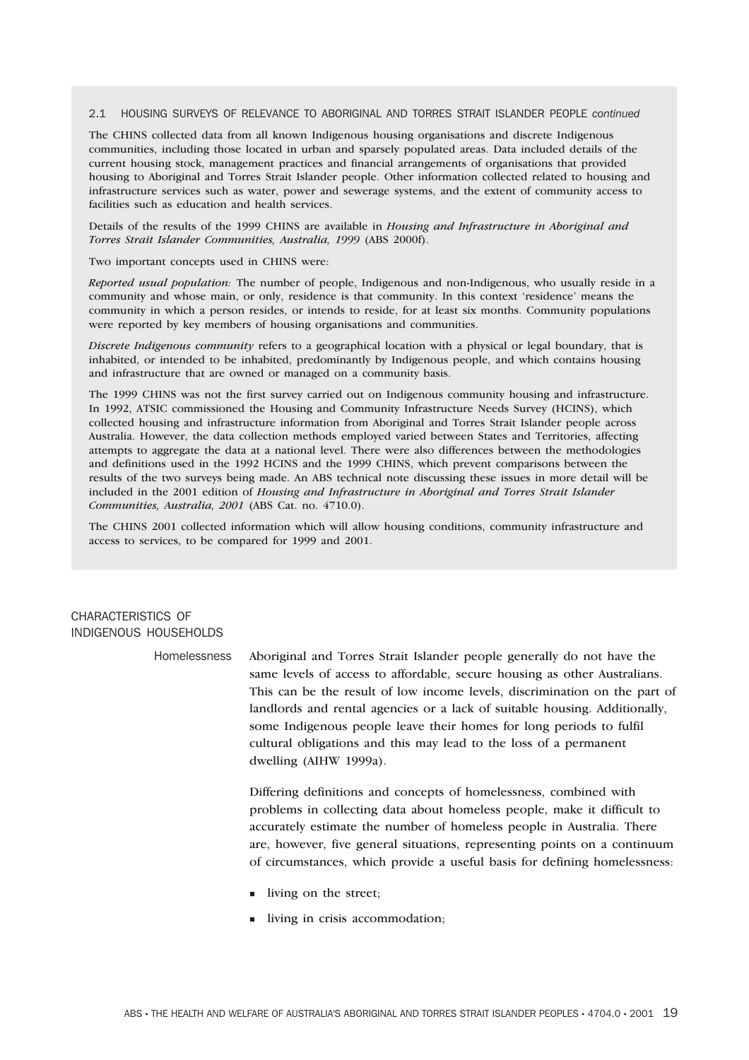### 2.1 HOUSING SURVEYS OF RELEVANCE TO ABORIGINAL AND TORRES STRAIT ISLANDER PEOPLE *continued*

The CHINS collected data from all known Indigenous housing organisations and discrete Indigenous communities, including those located in urban and sparsely populated areas. Data included details of the current housing stock, management practices and financial arrangements of organisations that provided housing to Aboriginal and Torres Strait Islander people. Other information collected related to housing and infrastructure services such as water, power and sewerage systems, and the extent of community access to facilities such as education and health services.

Details of the results of the 1999 CHINS are available in *Housing and Infrastructure in Aboriginal and Torres Strait Islander Communities, Australia, 1999* (ABS 2000f).

Two important concepts used in CHINS were:

*Reported usual population:* The number of people, Indigenous and non-Indigenous, who usually reside in a community and whose main, or only, residence is that community. In this context 'residence' means the community in which a person resides, or intends to reside, for at least six months. Community populations were reported by key members of housing organisations and communities.

*Discrete Indigenous community* refers to a geographical location with a physical or legal boundary, that is inhabited, or intended to be inhabited, predominantly by Indigenous people, and which contains housing and infrastructure that are owned or managed on a community basis.

The 1999 CHINS was not the first survey carried out on Indigenous community housing and infrastructure. In 1992, ATSIC commissioned the Housing and Community Infrastructure Needs Survey (HCINS), which collected housing and infrastructure information from Aboriginal and Torres Strait Islander people across Australia. However, the data collection methods employed varied between States and Territories, affecting attempts to aggregate the data at a national level. There were also differences between the methodologies and definitions used in the 1992 HCINS and the 1999 CHINS, which prevent comparisons between the results of the two surveys being made. An ABS technical note discussing these issues in more detail will be included in the 2001 edition of *Housing and Infrastructure in Aboriginal and Torres Strait Islander Communities, Australia, 2001* (ABS Cat. no. 4710.0).

The CHINS 2001 collected information which will allow housing conditions, community infrastructure and access to services, to be compared for 1999 and 2001.

## CHARACTERISTICS OF INDIGENOUS HOUSEHOLDS

### Homelessness

Aboriginal and Torres Strait Islander people generally do not have the same levels of access to affordable, secure housing as other Australians. This can be the result of low income levels, discrimination on the part of landlords and rental agencies or a lack of suitable housing. Additionally, some Indigenous people leave their homes for long periods to fulfil cultural obligations and this may lead to the loss of a permanent dwelling (AIHW 1999a).

Differing definitions and concepts of homelessness, combined with problems in collecting data about homeless people, make it difficult to accurately estimate the number of homeless people in Australia. There are, however, five general situations, representing points on a continuum of circumstances, which provide a useful basis for defining homelessness:

- living on the street;
- living in crisis accommodation;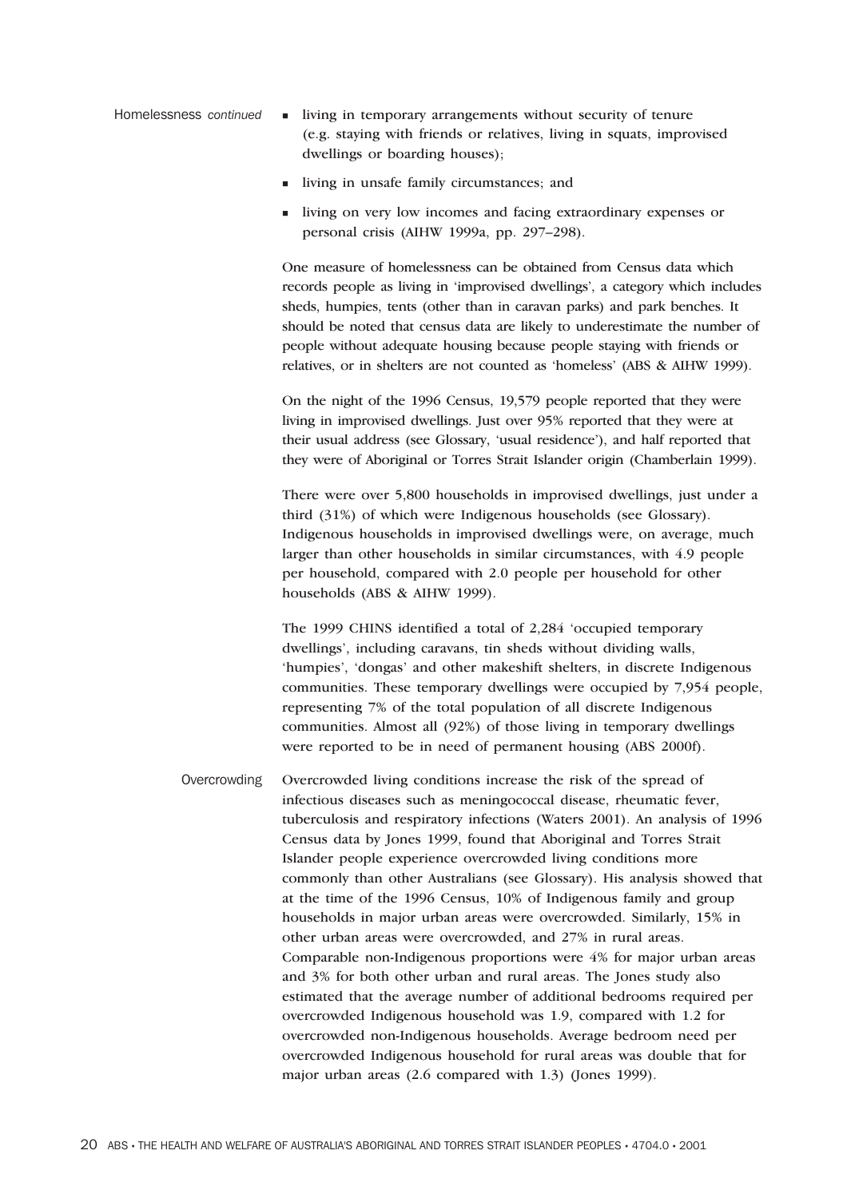**Homelessness** *continued*

- living in temporary arrangements without security of tenure (e.g. staying with friends or relatives, living in squats, improvised dwellings or boarding houses);
- living in unsafe family circumstances; and
- living on very low incomes and facing extraordinary expenses or personal crisis (AIHW 1999a, pp. 297–298).

One measure of homelessness can be obtained from Census data which records people as living in 'improvised dwellings', a category which includes sheds, humpies, tents (other than in caravan parks) and park benches. It should be noted that census data are likely to underestimate the number of people without adequate housing because people staying with friends or relatives, or in shelters are not counted as 'homeless' (ABS & AIHW 1999).

On the night of the 1996 Census, 19,579 people reported that they were living in improvised dwellings. Just over 95% reported that they were at their usual address (see Glossary, 'usual residence'), and half reported that they were of Aboriginal or Torres Strait Islander origin (Chamberlain 1999).

There were over 5,800 households in improvised dwellings, just under a third (31%) of which were Indigenous households (see Glossary). Indigenous households in improvised dwellings were, on average, much larger than other households in similar circumstances, with 4.9 people per household, compared with 2.0 people per household for other households (ABS & AIHW 1999).

The 1999 CHINS identified a total of 2,284 'occupied temporary dwellings', including caravans, tin sheds without dividing walls, 'humpies', 'dongas' and other makeshift shelters, in discrete Indigenous communities. These temporary dwellings were occupied by 7,954 people, representing 7% of the total population of all discrete Indigenous communities. Almost all (92%) of those living in temporary dwellings were reported to be in need of permanent housing (ABS 2000f).

**Overcrowding**

Overcrowded living conditions increase the risk of the spread of infectious diseases such as meningococcal disease, rheumatic fever, tuberculosis and respiratory infections (Waters 2001). An analysis of 1996 Census data by Jones 1999, found that Aboriginal and Torres Strait Islander people experience overcrowded living conditions more commonly than other Australians (see Glossary). His analysis showed that at the time of the 1996 Census, 10% of Indigenous family and group households in major urban areas were overcrowded. Similarly, 15% in other urban areas were overcrowded, and 27% in rural areas. Comparable non-Indigenous proportions were 4% for major urban areas and 3% for both other urban and rural areas. The Jones study also estimated that the average number of additional bedrooms required per overcrowded Indigenous household was 1.9, compared with 1.2 for overcrowded non-Indigenous households. Average bedroom need per overcrowded Indigenous household for rural areas was double that for major urban areas (2.6 compared with 1.3) (Jones 1999).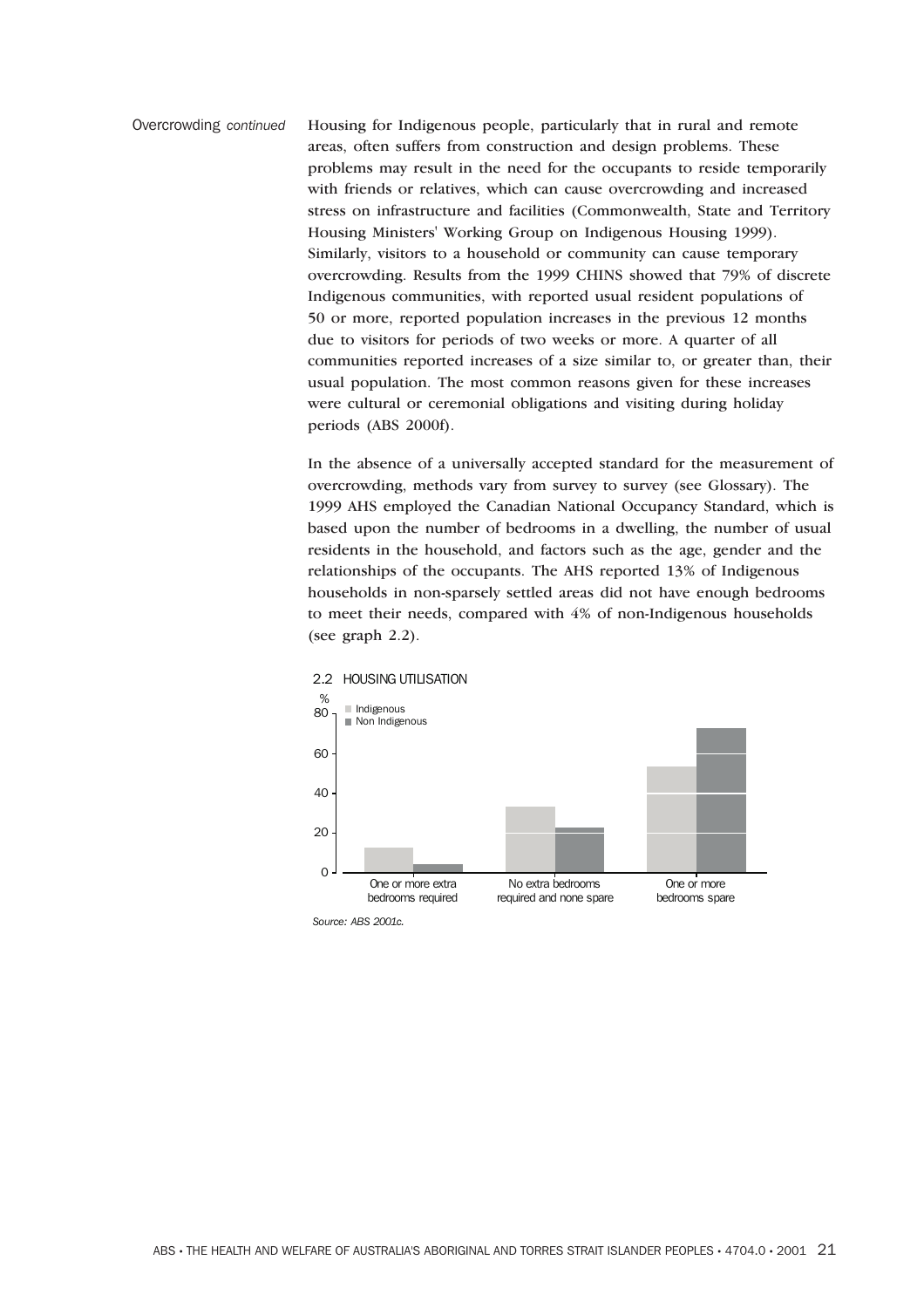Overcrowding *continued*

Housing for Indigenous people, particularly that in rural and remote areas, often suffers from construction and design problems. These problems may result in the need for the occupants to reside temporarily with friends or relatives, which can cause overcrowding and increased stress on infrastructure and facilities (Commonwealth, State and Territory Housing Ministers' Working Group on Indigenous Housing 1999). Similarly, visitors to a household or community can cause temporary overcrowding. Results from the 1999 CHINS showed that 79% of discrete Indigenous communities, with reported usual resident populations of 50 or more, reported population increases in the previous 12 months due to visitors for periods of two weeks or more. A quarter of all communities reported increases of a size similar to, or greater than, their usual population. The most common reasons given for these increases were cultural or ceremonial obligations and visiting during holiday periods (ABS 2000f).

In the absence of a universally accepted standard for the measurement of overcrowding, methods vary from survey to survey (see Glossary). The 1999 AHS employed the Canadian National Occupancy Standard, which is based upon the number of bedrooms in a dwelling, the number of usual residents in the household, and factors such as the age, gender and the relationships of the occupants. The AHS reported 13% of Indigenous households in non-sparsely settled areas did not have enough bedrooms to meet their needs, compared with 4% of non-Indigenous households (see graph 2.2).

2.2 HOUSING UTILISATION

*Source: ABS 2001c.*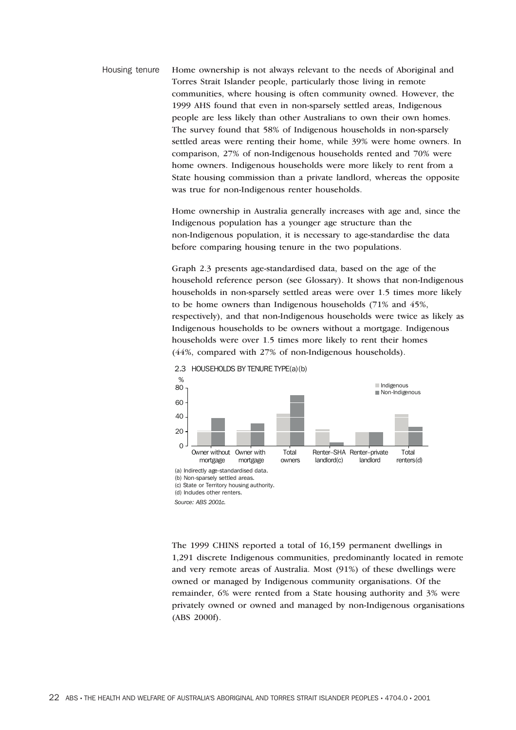## Housing tenure

Home ownership is not always relevant to the needs of Aboriginal and Torres Strait Islander people, particularly those living in remote communities, where housing is often community owned. However, the 1999 AHS found that even in non-sparsely settled areas, Indigenous people are less likely than other Australians to own their own homes. The survey found that 58% of Indigenous households in non-sparsely settled areas were renting their home, while 39% were home owners. In comparison, 27% of non-Indigenous households rented and 70% were home owners. Indigenous households were more likely to rent from a State housing commission than a private landlord, whereas the opposite was true for non-Indigenous renter households.

Home ownership in Australia generally increases with age and, since the Indigenous population has a younger age structure than the non-Indigenous population, it is necessary to age-standardise the data before comparing housing tenure in the two populations.

Graph 2.3 presents age-standardised data, based on the age of the household reference person (see Glossary). It shows that non-Indigenous households in non-sparsely settled areas were over 1.5 times more likely to be home owners than Indigenous households (71% and 45%, respectively), and that non-Indigenous households were twice as likely as Indigenous households to be owners without a mortgage. Indigenous households were over 1.5 times more likely to rent their homes (44%, compared with 27% of non-Indigenous households).

2.3 HOUSEHOLDS BY TENURE TYPE(a)(b)

(a) Indirectly age-standardised data.
(b) Non-sparsely settled areas.
(c) State or Territory housing authority.
(d) Includes other renters.

*Source: ABS 2001c.*

The 1999 CHINS reported a total of 16,159 permanent dwellings in 1,291 discrete Indigenous communities, predominantly located in remote and very remote areas of Australia. Most (91%) of these dwellings were owned or managed by Indigenous community organisations. Of the remainder, 6% were rented from a State housing authority and 3% were privately owned or owned and managed by non-Indigenous organisations (ABS 2000f).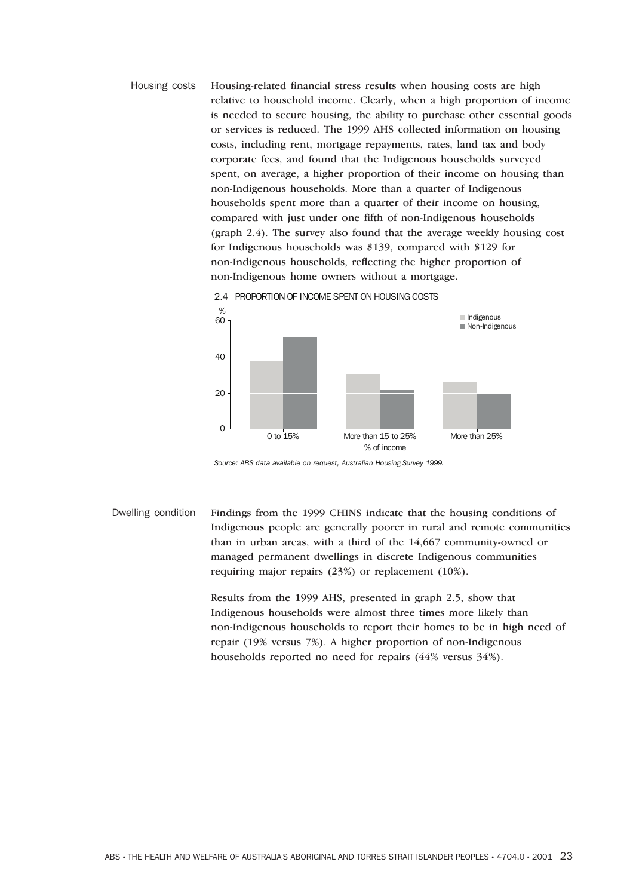## Housing costs

Housing-related financial stress results when housing costs are high relative to household income. Clearly, when a high proportion of income is needed to secure housing, the ability to purchase other essential goods or services is reduced. The 1999 AHS collected information on housing costs, including rent, mortgage repayments, rates, land tax and body corporate fees, and found that the Indigenous households surveyed spent, on average, a higher proportion of their income on housing than non-Indigenous households. More than a quarter of Indigenous households spent more than a quarter of their income on housing, compared with just under one fifth of non-Indigenous households (graph 2.4). The survey also found that the average weekly housing cost for Indigenous households was $139, compared with $129 for non-Indigenous households, reflecting the higher proportion of non-Indigenous home owners without a mortgage.

2.4 PROPORTION OF INCOME SPENT ON HOUSING COSTS

*Source: ABS data available on request, Australian Housing Survey 1999.*

## Dwelling condition

Findings from the 1999 CHINS indicate that the housing conditions of Indigenous people are generally poorer in rural and remote communities than in urban areas, with a third of the 14,667 community-owned or managed permanent dwellings in discrete Indigenous communities requiring major repairs (23%) or replacement (10%).

Results from the 1999 AHS, presented in graph 2.5, show that Indigenous households were almost three times more likely than non-Indigenous households to report their homes to be in high need of repair (19% versus 7%). A higher proportion of non-Indigenous households reported no need for repairs (44% versus 34%).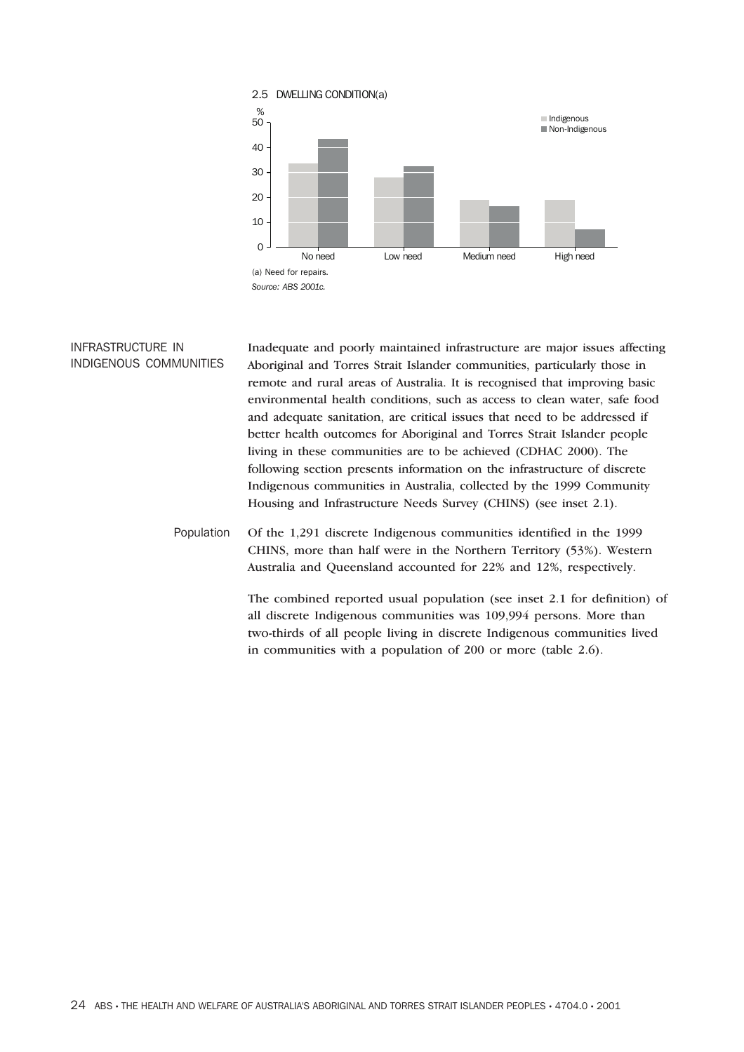2.5 DWELLING CONDITION(a)

(a) Need for repairs.

*Source: ABS 2001c.*

## INFRASTRUCTURE IN INDIGENOUS COMMUNITIES

Inadequate and poorly maintained infrastructure are major issues affecting Aboriginal and Torres Strait Islander communities, particularly those in remote and rural areas of Australia. It is recognised that improving basic environmental health conditions, such as access to clean water, safe food and adequate sanitation, are critical issues that need to be addressed if better health outcomes for Aboriginal and Torres Strait Islander people living in these communities are to be achieved (CDHAC 2000). The following section presents information on the infrastructure of discrete Indigenous communities in Australia, collected by the 1999 Community Housing and Infrastructure Needs Survey (CHINS) (see inset 2.1).

### Population

Of the 1,291 discrete Indigenous communities identified in the 1999 CHINS, more than half were in the Northern Territory (53%). Western Australia and Queensland accounted for 22% and 12%, respectively.

The combined reported usual population (see inset 2.1 for definition) of all discrete Indigenous communities was 109,994 persons. More than two-thirds of all people living in discrete Indigenous communities lived in communities with a population of 200 or more (table 2.6).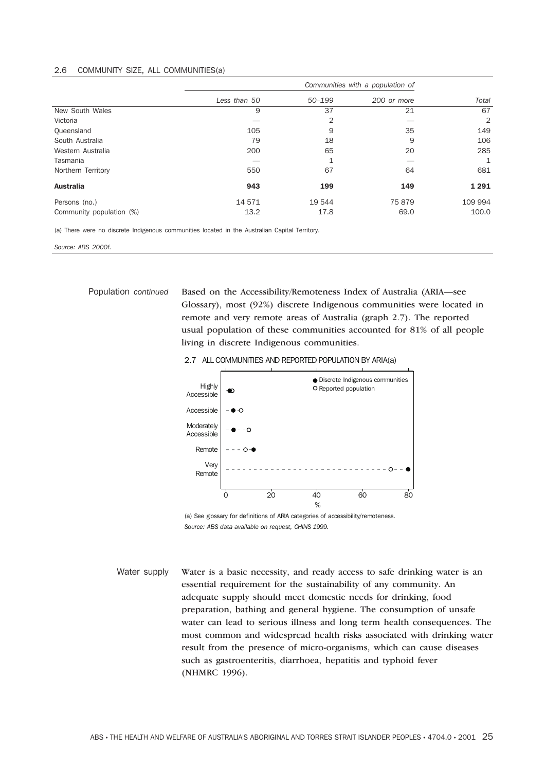2.6 COMMUNITY SIZE, ALL COMMUNITIES(a)

| | Communities with a population of | | | |
|---|---|---|---|---|
| | *Less than 50* | *50–199* | *200 or more* | *Total* |
| New South Wales | 9 | 37 | 21 | 67 |
| Victoria | — | 2 | — | 2 |
| Queensland | 105 | 9 | 35 | 149 |
| South Australia | 79 | 18 | 9 | 106 |
| Western Australia | 200 | 65 | 20 | 285 |
| Tasmania | — | 1 | — | 1 |
| Northern Territory | 550 | 67 | 64 | 681 |
| **Australia** | **943** | **199** | **149** | **1 291** |
| Persons (no.) | 14 571 | 19 544 | 75 879 | 109 994 |
| Community population (%) | 13.2 | 17.8 | 69.0 | 100.0 |

(a) There were no discrete Indigenous communities located in the Australian Capital Territory.

*Source: ABS 2000f.*

Population *continued*

Based on the Accessibility/Remoteness Index of Australia (ARIA—see Glossary), most (92%) discrete Indigenous communities were located in remote and very remote areas of Australia (graph 2.7). The reported usual population of these communities accounted for 81% of all people living in discrete Indigenous communities.

2.7 ALL COMMUNITIES AND REPORTED POPULATION BY ARIA(a)

(a) See glossary for definitions of ARIA categories of accessibility/remoteness.
*Source: ABS data available on request, CHINS 1999.*

Water supply

Water is a basic necessity, and ready access to safe drinking water is an essential requirement for the sustainability of any community. An adequate supply should meet domestic needs for drinking, food preparation, bathing and general hygiene. The consumption of unsafe water can lead to serious illness and long term health consequences. The most common and widespread health risks associated with drinking water result from the presence of micro-organisms, which can cause diseases such as gastroenteritis, diarrhoea, hepatitis and typhoid fever (NHMRC 1996).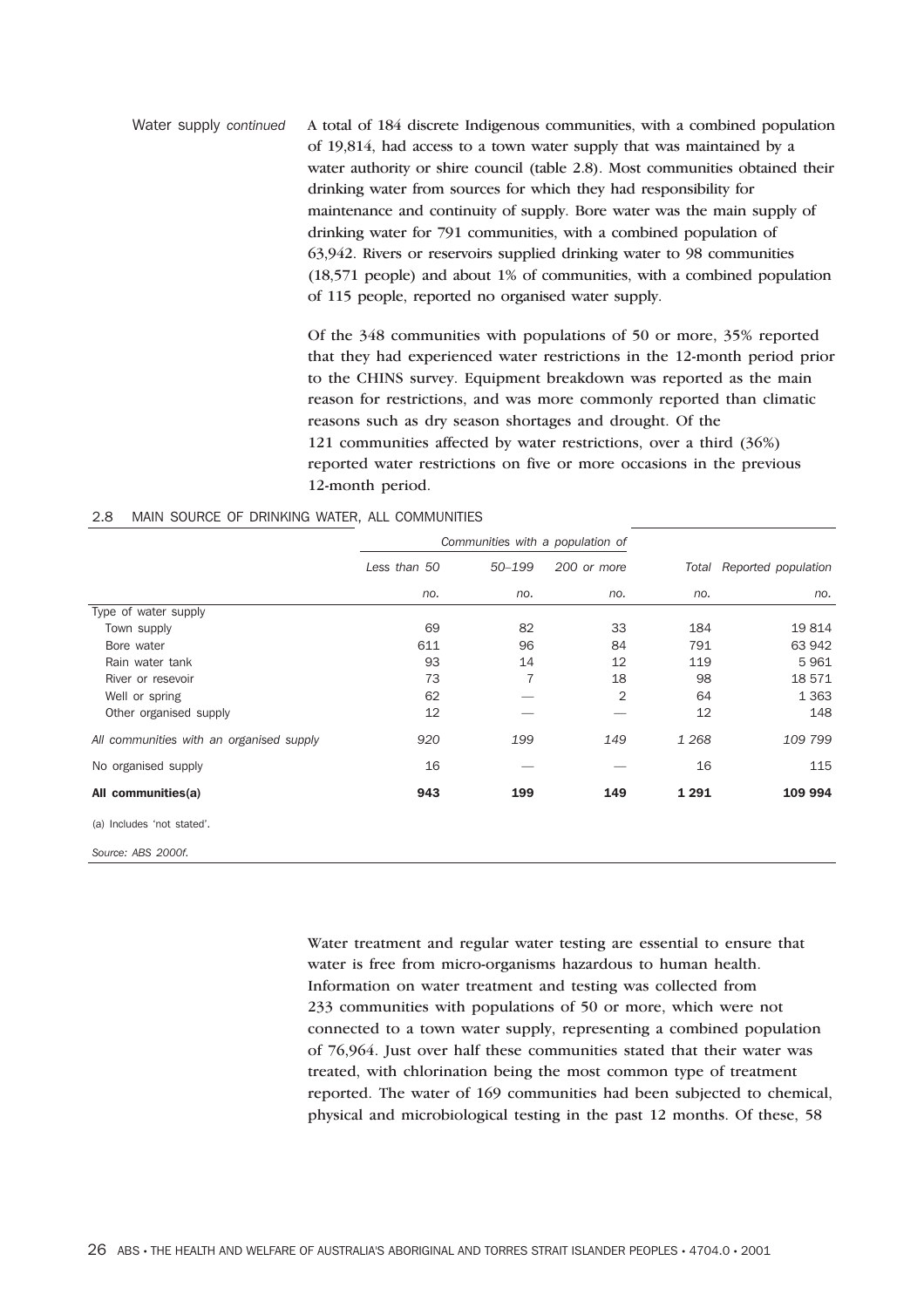Water supply *continued*

A total of 184 discrete Indigenous communities, with a combined population of 19,814, had access to a town water supply that was maintained by a water authority or shire council (table 2.8). Most communities obtained their drinking water from sources for which they had responsibility for maintenance and continuity of supply. Bore water was the main supply of drinking water for 791 communities, with a combined population of 63,942. Rivers or reservoirs supplied drinking water to 98 communities (18,571 people) and about 1% of communities, with a combined population of 115 people, reported no organised water supply.

Of the 348 communities with populations of 50 or more, 35% reported that they had experienced water restrictions in the 12-month period prior to the CHINS survey. Equipment breakdown was reported as the main reason for restrictions, and was more commonly reported than climatic reasons such as dry season shortages and drought. Of the 121 communities affected by water restrictions, over a third (36%) reported water restrictions on five or more occasions in the previous 12-month period.

2.8 MAIN SOURCE OF DRINKING WATER, ALL COMMUNITIES

| | *Communities with a population of* | | | | |
|---|---|---|---|---|---|
| | *Less than 50* | *50–199* | *200 or more* | *Total* | *Reported population* |
| | *no.* | *no.* | *no.* | *no.* | *no.* |
| Type of water supply | | | | | |
| Town supply | 69 | 82 | 33 | 184 | 19 814 |
| Bore water | 611 | 96 | 84 | 791 | 63 942 |
| Rain water tank | 93 | 14 | 12 | 119 | 5 961 |
| River or resevoir | 73 | 7 | 18 | 98 | 18 571 |
| Well or spring | 62 | — | 2 | 64 | 1 363 |
| Other organised supply | 12 | — | — | 12 | 148 |
| *All communities with an organised supply* | *920* | *199* | *149* | *1 268* | *109 799* |
| No organised supply | 16 | — | — | 16 | 115 |
| **All communities(a)** | **943** | **199** | **149** | **1 291** | **109 994** |

(a) Includes 'not stated'.

*Source: ABS 2000f.*

Water treatment and regular water testing are essential to ensure that water is free from micro-organisms hazardous to human health. Information on water treatment and testing was collected from 233 communities with populations of 50 or more, which were not connected to a town water supply, representing a combined population of 76,964. Just over half these communities stated that their water was treated, with chlorination being the most common type of treatment reported. The water of 169 communities had been subjected to chemical, physical and microbiological testing in the past 12 months. Of these, 58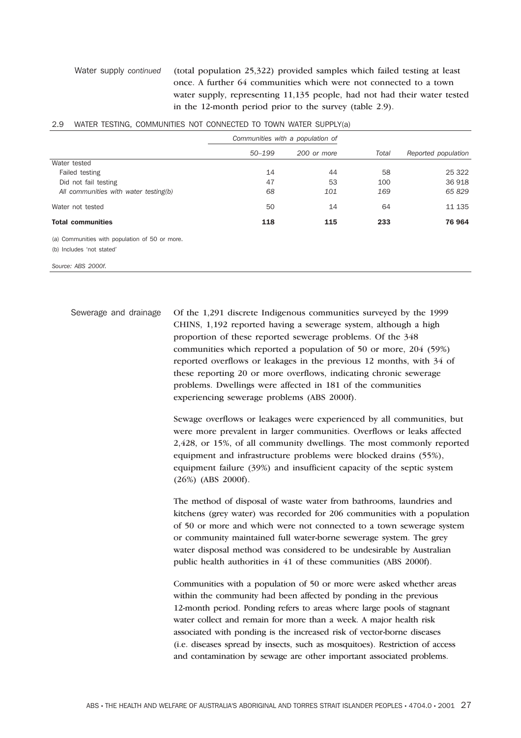Water supply *continued*

(total population 25,322) provided samples which failed testing at least once. A further 64 communities which were not connected to a town water supply, representing 11,135 people, had not had their water tested in the 12-month period prior to the survey (table 2.9).

2.9 WATER TESTING, COMMUNITIES NOT CONNECTED TO TOWN WATER SUPPLY(a)

| | *Communities with a population of* | | | |
|---|---|---|---|---|
| | *50–199* | *200 or more* | *Total* | *Reported population* |
| Water tested | | | | |
| Failed testing | 14 | 44 | 58 | 25 322 |
| Did not fail testing | 47 | 53 | 100 | 36 918 |
| *All communities with water testing(b)* | *68* | *101* | *169* | *65 829* |
| Water not tested | 50 | 14 | 64 | 11 135 |
| **Total communities** | **118** | **115** | **233** | **76 964** |

(a) Communities with population of 50 or more.
(b) Includes 'not stated'

*Source: ABS 2000f.*

Sewerage and drainage

Of the 1,291 discrete Indigenous communities surveyed by the 1999 CHINS, 1,192 reported having a sewerage system, although a high proportion of these reported sewerage problems. Of the 348 communities which reported a population of 50 or more, 204 (59%) reported overflows or leakages in the previous 12 months, with 34 of these reporting 20 or more overflows, indicating chronic sewerage problems. Dwellings were affected in 181 of the communities experiencing sewerage problems (ABS 2000f).

Sewage overflows or leakages were experienced by all communities, but were more prevalent in larger communities. Overflows or leaks affected 2,428, or 15%, of all community dwellings. The most commonly reported equipment and infrastructure problems were blocked drains (55%), equipment failure (39%) and insufficient capacity of the septic system (26%) (ABS 2000f).

The method of disposal of waste water from bathrooms, laundries and kitchens (grey water) was recorded for 206 communities with a population of 50 or more and which were not connected to a town sewerage system or community maintained full water-borne sewerage system. The grey water disposal method was considered to be undesirable by Australian public health authorities in 41 of these communities (ABS 2000f).

Communities with a population of 50 or more were asked whether areas within the community had been affected by ponding in the previous 12-month period. Ponding refers to areas where large pools of stagnant water collect and remain for more than a week. A major health risk associated with ponding is the increased risk of vector-borne diseases (i.e. diseases spread by insects, such as mosquitoes). Restriction of access and contamination by sewage are other important associated problems.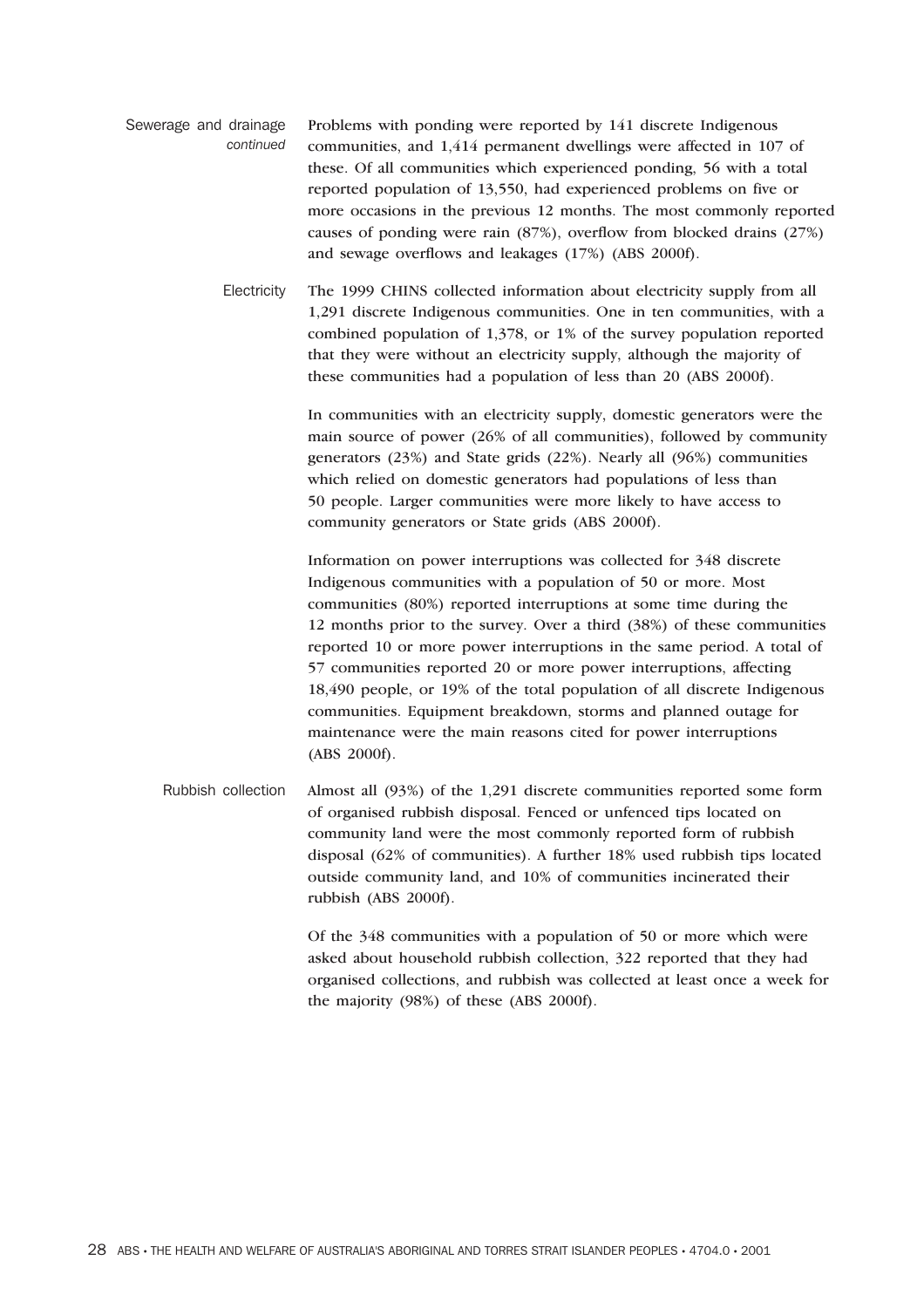### Sewerage and drainage *continued*

Problems with ponding were reported by 141 discrete Indigenous communities, and 1,414 permanent dwellings were affected in 107 of these. Of all communities which experienced ponding, 56 with a total reported population of 13,550, had experienced problems on five or more occasions in the previous 12 months. The most commonly reported causes of ponding were rain (87%), overflow from blocked drains (27%) and sewage overflows and leakages (17%) (ABS 2000f).

### Electricity

The 1999 CHINS collected information about electricity supply from all 1,291 discrete Indigenous communities. One in ten communities, with a combined population of 1,378, or 1% of the survey population reported that they were without an electricity supply, although the majority of these communities had a population of less than 20 (ABS 2000f).

In communities with an electricity supply, domestic generators were the main source of power (26% of all communities), followed by community generators (23%) and State grids (22%). Nearly all (96%) communities which relied on domestic generators had populations of less than 50 people. Larger communities were more likely to have access to community generators or State grids (ABS 2000f).

Information on power interruptions was collected for 348 discrete Indigenous communities with a population of 50 or more. Most communities (80%) reported interruptions at some time during the 12 months prior to the survey. Over a third (38%) of these communities reported 10 or more power interruptions in the same period. A total of 57 communities reported 20 or more power interruptions, affecting 18,490 people, or 19% of the total population of all discrete Indigenous communities. Equipment breakdown, storms and planned outage for maintenance were the main reasons cited for power interruptions (ABS 2000f).

### Rubbish collection

Almost all (93%) of the 1,291 discrete communities reported some form of organised rubbish disposal. Fenced or unfenced tips located on community land were the most commonly reported form of rubbish disposal (62% of communities). A further 18% used rubbish tips located outside community land, and 10% of communities incinerated their rubbish (ABS 2000f).

Of the 348 communities with a population of 50 or more which were asked about household rubbish collection, 322 reported that they had organised collections, and rubbish was collected at least once a week for the majority (98%) of these (ABS 2000f).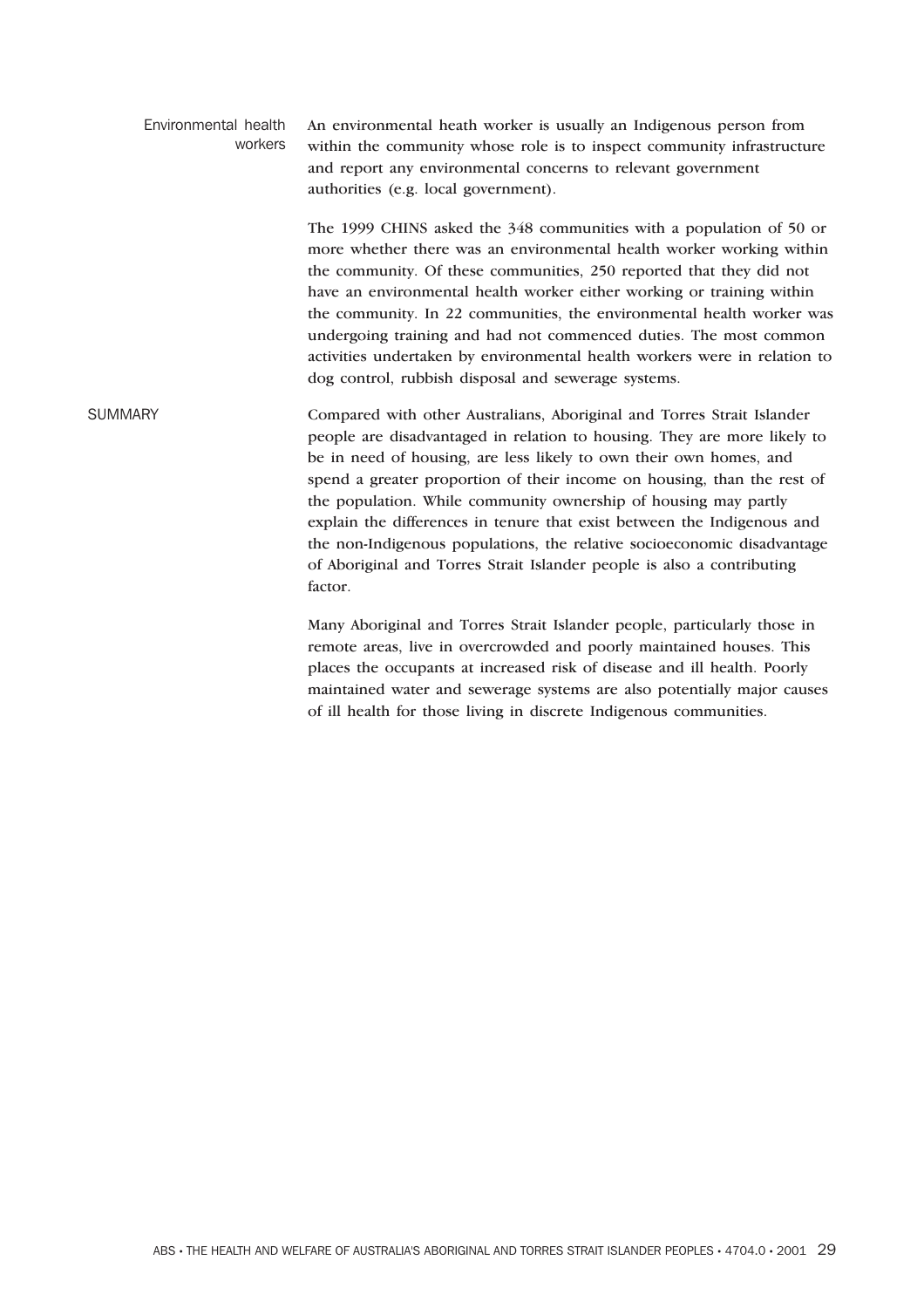### Environmental health workers

An environmental heath worker is usually an Indigenous person from within the community whose role is to inspect community infrastructure and report any environmental concerns to relevant government authorities (e.g. local government).

The 1999 CHINS asked the 348 communities with a population of 50 or more whether there was an environmental health worker working within the community. Of these communities, 250 reported that they did not have an environmental health worker either working or training within the community. In 22 communities, the environmental health worker was undergoing training and had not commenced duties. The most common activities undertaken by environmental health workers were in relation to dog control, rubbish disposal and sewerage systems.

## SUMMARY

Compared with other Australians, Aboriginal and Torres Strait Islander people are disadvantaged in relation to housing. They are more likely to be in need of housing, are less likely to own their own homes, and spend a greater proportion of their income on housing, than the rest of the population. While community ownership of housing may partly explain the differences in tenure that exist between the Indigenous and the non-Indigenous populations, the relative socioeconomic disadvantage of Aboriginal and Torres Strait Islander people is also a contributing factor.

Many Aboriginal and Torres Strait Islander people, particularly those in remote areas, live in overcrowded and poorly maintained houses. This places the occupants at increased risk of disease and ill health. Poorly maintained water and sewerage systems are also potentially major causes of ill health for those living in discrete Indigenous communities.